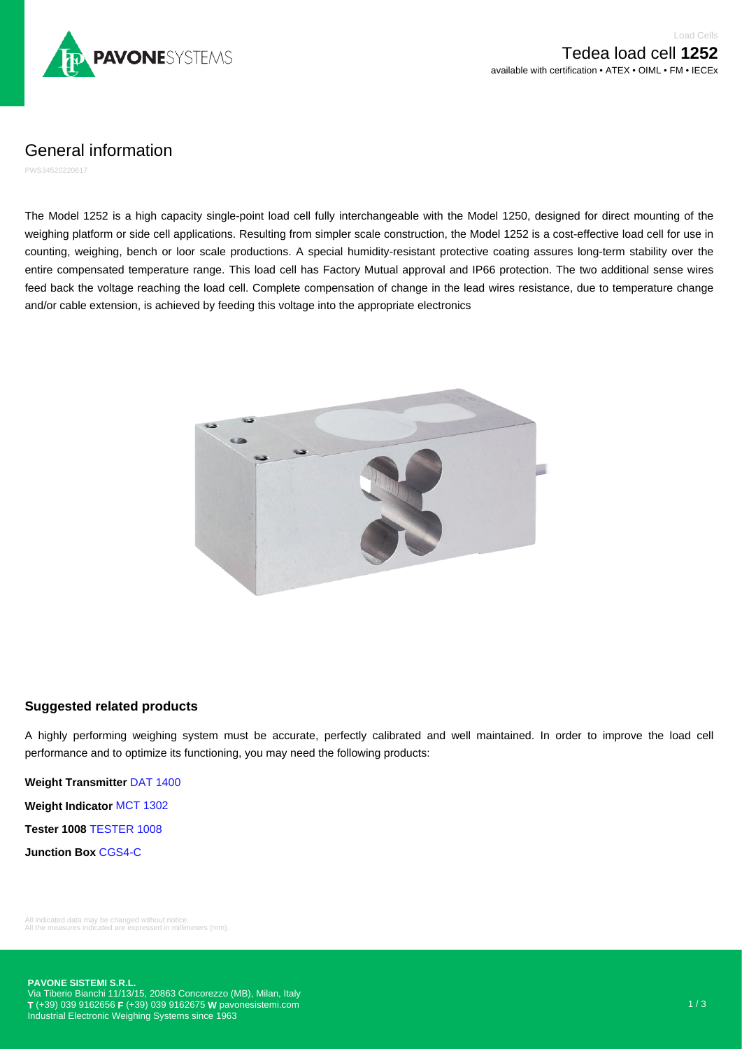Load Cells

# Tedea load cell **1252**

available with certification • ATEX • OIML • FM • IECEx

## General information

PWS34520220617

The Model 1252 is a high capacity single-point load cell fully interchangeable with the Model 1250, designed for direct mounting of the weighing platform or side cell applications. Resulting from simpler scale construction, the Model 1252 is a cost-effective load cell for use in counting, weighing, bench or loor scale productions. A special humidity-resistant protective coating assures long-term stability over the entire compensated temperature range. This load cell has Factory Mutual approval and IP66 protection. The two additional sense wires feed back the voltage reaching the load cell. Complete compensation of change in the lead wires resistance, due to temperature change and/or cable extension, is achieved by feeding this voltage into the appropriate electronics

### Suggested related products

A highly performing weighing system must be accurate, perfectly calibrated and well maintained. In order to improve the load cell performance and to optimize its functioning, you may need the following products:

**Weight Transmitter** DAT 1400

**Weight Indicator** MCT 1302

**Tester 1008** TESTER 1008

**Junction Box** CGS4-C

All indicated data may be changed without notice.
All the measures indicated are expressed in millimeters (mm).

**PAVONE SISTEMI S.R.L.**
Via Tiberio Bianchi 11/13/15, 20863 Concorezzo (MB), Milan, Italy
**T** (+39) 039 9162656 **F** (+39) 039 9162675 **W** pavonesistemi.com
Industrial Electronic Weighing Systems since 1963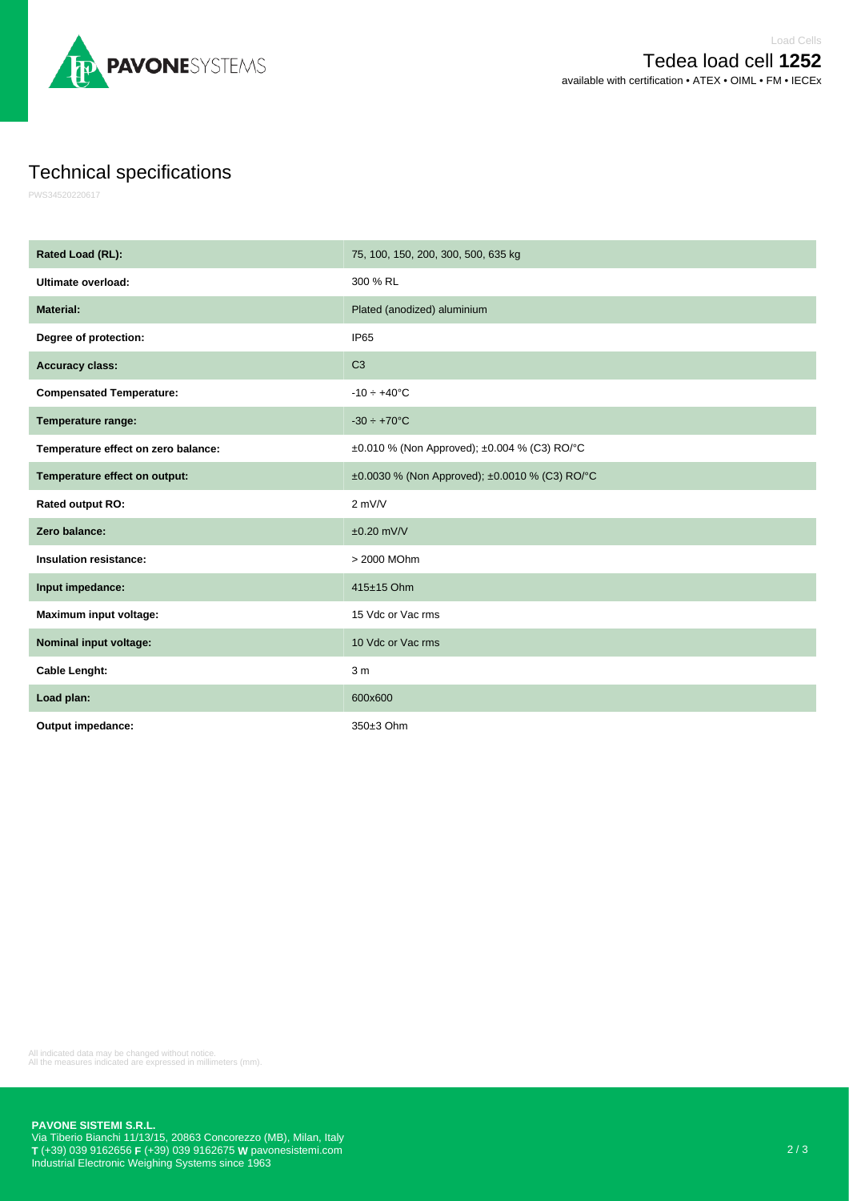Load Cells

# Tedea load cell **1252**

available with certification • ATEX • OIML • FM • IECEx

## Technical specifications

PWS34520220617

| | |
|---|---|
| **Rated Load (RL):** | 75, 100, 150, 200, 300, 500, 635 kg |
| **Ultimate overload:** | 300 % RL |
| **Material:** | Plated (anodized) aluminium |
| **Degree of protection:** | IP65 |
| **Accuracy class:** | C3 |
| **Compensated Temperature:** | -10 ÷ +40°C |
| **Temperature range:** | -30 ÷ +70°C |
| **Temperature effect on zero balance:** | ±0.010 % (Non Approved); ±0.004 % (C3) RO/°C |
| **Temperature effect on output:** | ±0.0030 % (Non Approved); ±0.0010 % (C3) RO/°C |
| **Rated output RO:** | 2 mV/V |
| **Zero balance:** | ±0.20 mV/V |
| **Insulation resistance:** | > 2000 MOhm |
| **Input impedance:** | 415±15 Ohm |
| **Maximum input voltage:** | 15 Vdc or Vac rms |
| **Nominal input voltage:** | 10 Vdc or Vac rms |
| **Cable Lenght:** | 3 m |
| **Load plan:** | 600x600 |
| **Output impedance:** | 350±3 Ohm |

All indicated data may be changed without notice.
All the measures indicated are expressed in millimeters (mm).

**PAVONE SISTEMI S.R.L.**
Via Tiberio Bianchi 11/13/15, 20863 Concorezzo (MB), Milan, Italy
**T** (+39) 039 9162656 **F** (+39) 039 9162675 **W** pavonesistemi.com
Industrial Electronic Weighing Systems since 1963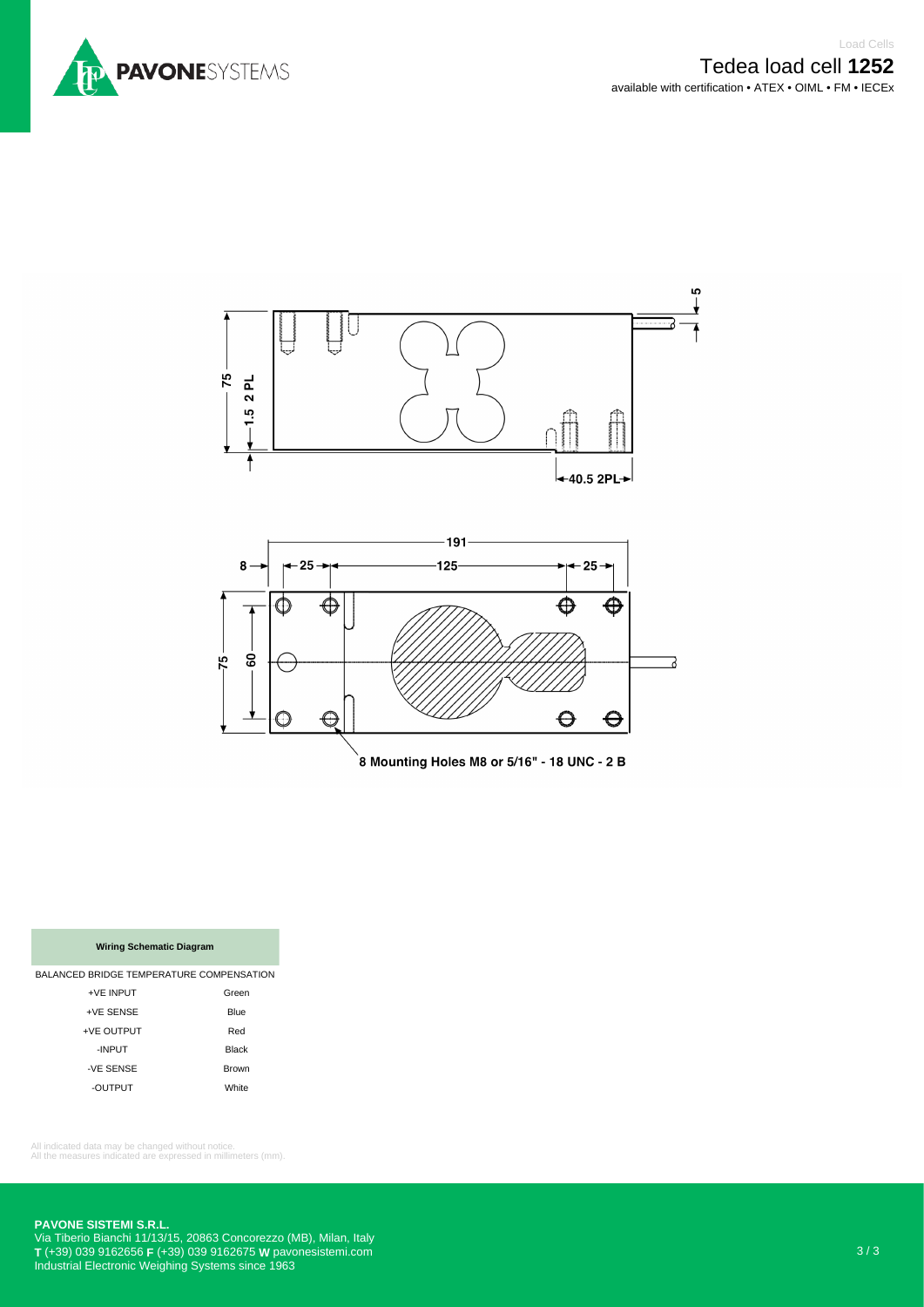Load Cells

# Tedea load cell **1252**

available with certification • ATEX • OIML • FM • IECEx

5

75

1.5 2 PL

40.5 2PL

191

8

25

125

25

75

60

8 Mounting Holes M8 or 5/16" - 18 UNC - 2 B

**Wiring Schematic Diagram**

BALANCED BRIDGE TEMPERATURE COMPENSATION

| | |
|---|---|
| +VE INPUT | Green |
| +VE SENSE | Blue |
| +VE OUTPUT | Red |
| -INPUT | Black |
| -VE SENSE | Brown |
| -OUTPUT | White |

All indicated data may be changed without notice.
All the measures indicated are expressed in millimeters (mm).

**PAVONE SISTEMI S.R.L.**
Via Tiberio Bianchi 11/13/15, 20863 Concorezzo (MB), Milan, Italy
**T** (+39) 039 9162656 **F** (+39) 039 9162675 **W** pavonesistemi.com
Industrial Electronic Weighing Systems since 1963